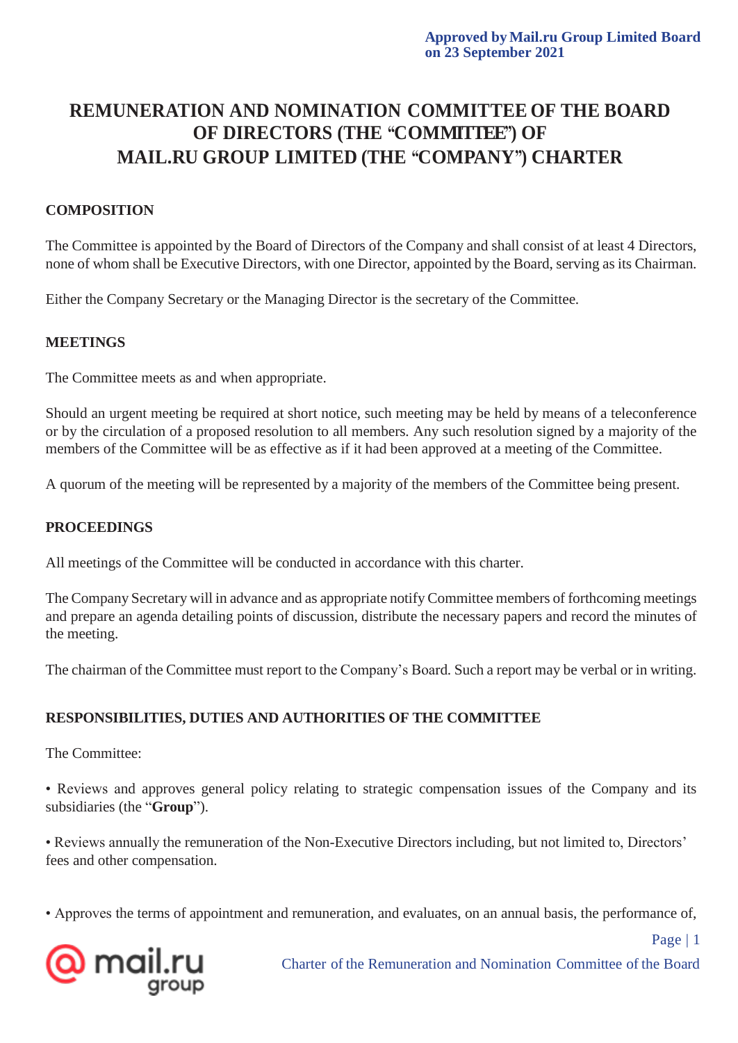**Approved by Mail.ru Group Limited Board on 23 September 2021**

# REMUNERATION AND NOMINATION COMMITTEE OF THE BOARD OF DIRECTORS (THE "COMMITTEE") OF MAIL.RU GROUP LIMITED (THE "COMPANY") CHARTER

## COMPOSITION

The Committee is appointed by the Board of Directors of the Company and shall consist of at least 4 Directors, none of whom shall be Executive Directors, with one Director, appointed by the Board, serving as its Chairman.

Either the Company Secretary or the Managing Director is the secretary of the Committee.

## MEETINGS

The Committee meets as and when appropriate.

Should an urgent meeting be required at short notice, such meeting may be held by means of a teleconference or by the circulation of a proposed resolution to all members. Any such resolution signed by a majority of the members of the Committee will be as effective as if it had been approved at a meeting of the Committee.

A quorum of the meeting will be represented by a majority of the members of the Committee being present.

## PROCEEDINGS

All meetings of the Committee will be conducted in accordance with this charter.

The Company Secretary will in advance and as appropriate notify Committee members of forthcoming meetings and prepare an agenda detailing points of discussion, distribute the necessary papers and record the minutes of the meeting.

The chairman of the Committee must report to the Company's Board. Such a report may be verbal or in writing.

## RESPONSIBILITIES, DUTIES AND AUTHORITIES OF THE COMMITTEE

The Committee:

- Reviews and approves general policy relating to strategic compensation issues of the Company and its subsidiaries (the "**Group**").

- Reviews annually the remuneration of the Non-Executive Directors including, but not limited to, Directors' fees and other compensation.

- Approves the terms of appointment and remuneration, and evaluates, on an annual basis, the performance of,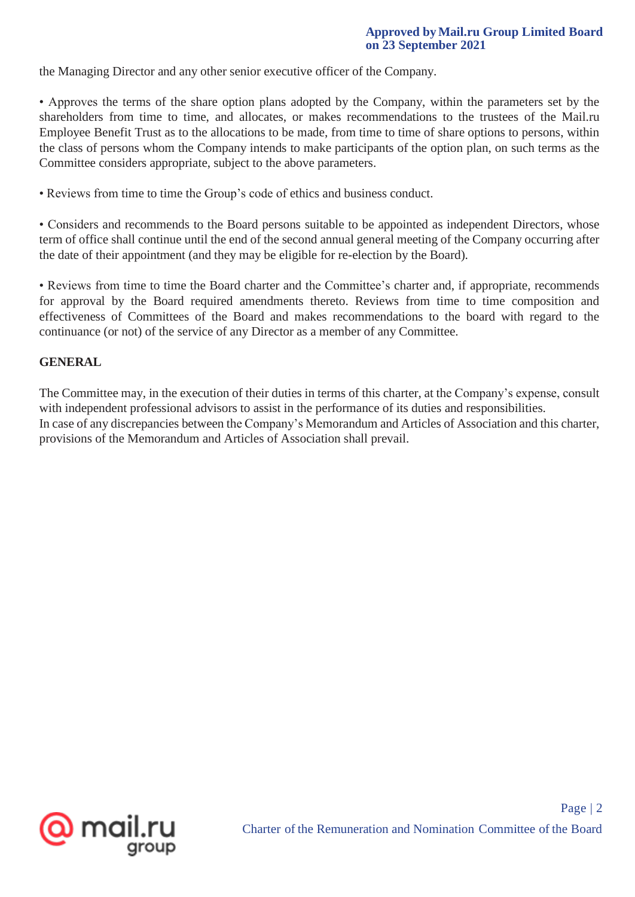the Managing Director and any other senior executive officer of the Company.

- Approves the terms of the share option plans adopted by the Company, within the parameters set by the shareholders from time to time, and allocates, or makes recommendations to the trustees of the Mail.ru Employee Benefit Trust as to the allocations to be made, from time to time of share options to persons, within the class of persons whom the Company intends to make participants of the option plan, on such terms as the Committee considers appropriate, subject to the above parameters.

- Reviews from time to time the Group's code of ethics and business conduct.

- Considers and recommends to the Board persons suitable to be appointed as independent Directors, whose term of office shall continue until the end of the second annual general meeting of the Company occurring after the date of their appointment (and they may be eligible for re-election by the Board).

- Reviews from time to time the Board charter and the Committee's charter and, if appropriate, recommends for approval by the Board required amendments thereto. Reviews from time to time composition and effectiveness of Committees of the Board and makes recommendations to the board with regard to the continuance (or not) of the service of any Director as a member of any Committee.

**GENERAL**

The Committee may, in the execution of their duties in terms of this charter, at the Company's expense, consult with independent professional advisors to assist in the performance of its duties and responsibilities.
In case of any discrepancies between the Company's Memorandum and Articles of Association and this charter, provisions of the Memorandum and Articles of Association shall prevail.